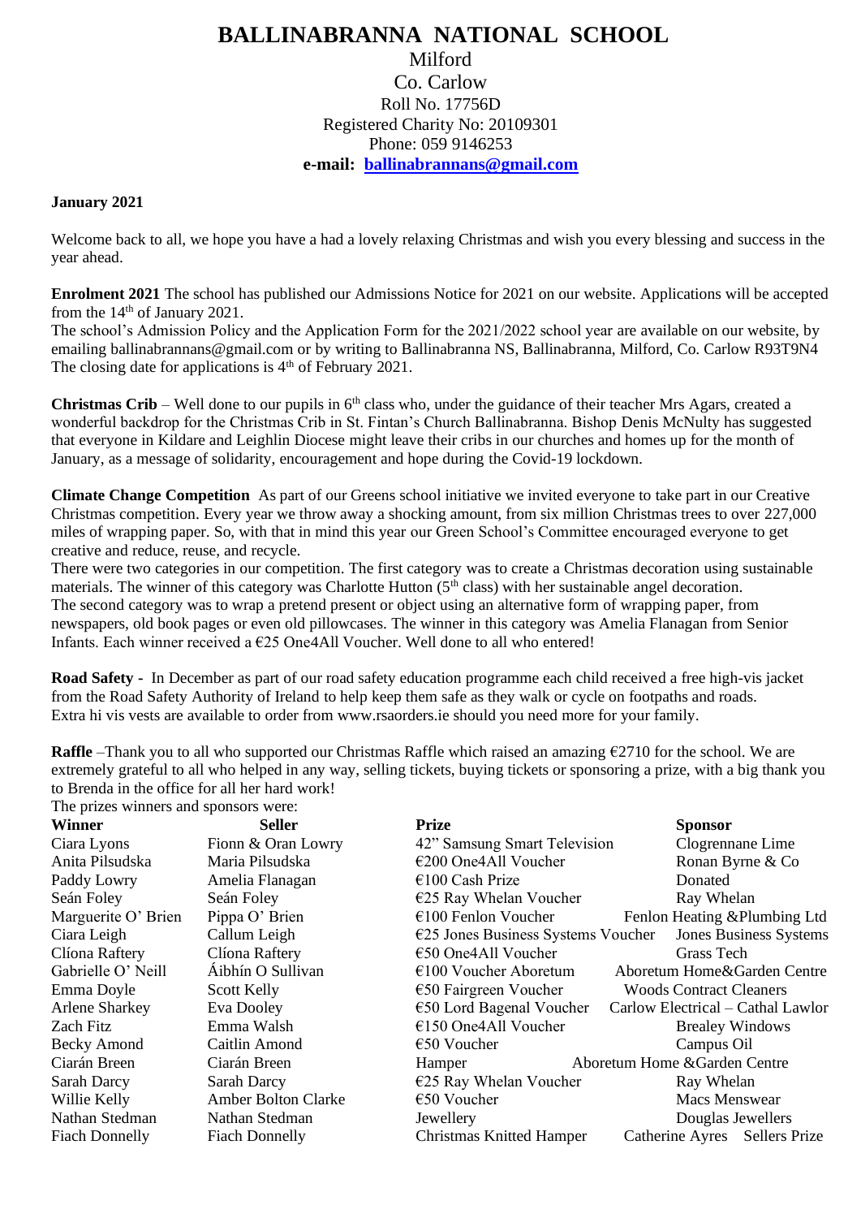# BALLINABRANNA NATIONAL SCHOOL

Milford
Co. Carlow
Roll No. 17756D
Registered Charity No: 20109301
Phone: 059 9146253
**e-mail: ballinabrannans@gmail.com**

**January 2021**

Welcome back to all, we hope you have a had a lovely relaxing Christmas and wish you every blessing and success in the year ahead.

**Enrolment 2021** The school has published our Admissions Notice for 2021 on our website. Applications will be accepted from the 14th of January 2021.
The school's Admission Policy and the Application Form for the 2021/2022 school year are available on our website, by emailing ballinabrannans@gmail.com or by writing to Ballinabranna NS, Ballinabranna, Milford, Co. Carlow R93T9N4
The closing date for applications is 4th of February 2021.

**Christmas Crib** – Well done to our pupils in 6th class who, under the guidance of their teacher Mrs Agars, created a wonderful backdrop for the Christmas Crib in St. Fintan's Church Ballinabranna. Bishop Denis McNulty has suggested that everyone in Kildare and Leighlin Diocese might leave their cribs in our churches and homes up for the month of January, as a message of solidarity, encouragement and hope during the Covid-19 lockdown.

**Climate Change Competition** As part of our Greens school initiative we invited everyone to take part in our Creative Christmas competition. Every year we throw away a shocking amount, from six million Christmas trees to over 227,000 miles of wrapping paper. So, with that in mind this year our Green School's Committee encouraged everyone to get creative and reduce, reuse, and recycle.
There were two categories in our competition. The first category was to create a Christmas decoration using sustainable materials. The winner of this category was Charlotte Hutton (5th class) with her sustainable angel decoration.
The second category was to wrap a pretend present or object using an alternative form of wrapping paper, from newspapers, old book pages or even old pillowcases. The winner in this category was Amelia Flanagan from Senior Infants. Each winner received a €25 One4All Voucher. Well done to all who entered!

**Road Safety -** In December as part of our road safety education programme each child received a free high-vis jacket from the Road Safety Authority of Ireland to help keep them safe as they walk or cycle on footpaths and roads.
Extra hi vis vests are available to order from www.rsaorders.ie should you need more for your family.

**Raffle** –Thank you to all who supported our Christmas Raffle which raised an amazing €2710 for the school. We are extremely grateful to all who helped in any way, selling tickets, buying tickets or sponsoring a prize, with a big thank you to Brenda in the office for all her hard work!
The prizes winners and sponsors were:

| Winner | Seller | Prize | Sponsor |
|---|---|---|---|
| Ciara Lyons | Fionn & Oran Lowry | 42" Samsung Smart Television | Clogrennane Lime |
| Anita Pilsudska | Maria Pilsudska | €200 One4All Voucher | Ronan Byrne & Co |
| Paddy Lowry | Amelia Flanagan | €100 Cash Prize | Donated |
| Seán Foley | Seán Foley | €25 Ray Whelan Voucher | Ray Whelan |
| Marguerite O' Brien | Pippa O' Brien | €100 Fenlon Voucher | Fenlon Heating &Plumbing Ltd |
| Ciara Leigh | Callum Leigh | €25 Jones Business Systems Voucher | Jones Business Systems |
| Clíona Raftery | Clíona Raftery | €50 One4All Voucher | Grass Tech |
| Gabrielle O' Neill | Áibhín O Sullivan | €100 Voucher Aboretum | Aboretum Home&Garden Centre |
| Emma Doyle | Scott Kelly | €50 Fairgreen Voucher | Woods Contract Cleaners |
| Arlene Sharkey | Eva Dooley | €50 Lord Bagenal Voucher | Carlow Electrical – Cathal Lawlor |
| Zach Fitz | Emma Walsh | €150 One4All Voucher | Brealey Windows |
| Becky Amond | Caitlin Amond | €50 Voucher | Campus Oil |
| Ciarán Breen | Ciarán Breen | Hamper | Aboretum Home &Garden Centre |
| Sarah Darcy | Sarah Darcy | €25 Ray Whelan Voucher | Ray Whelan |
| Willie Kelly | Amber Bolton Clarke | €50 Voucher | Macs Menswear |
| Nathan Stedman | Nathan Stedman | Jewellery | Douglas Jewellers |
| Fiach Donnelly | Fiach Donnelly | Christmas Knitted Hamper | Catherine Ayres Sellers Prize |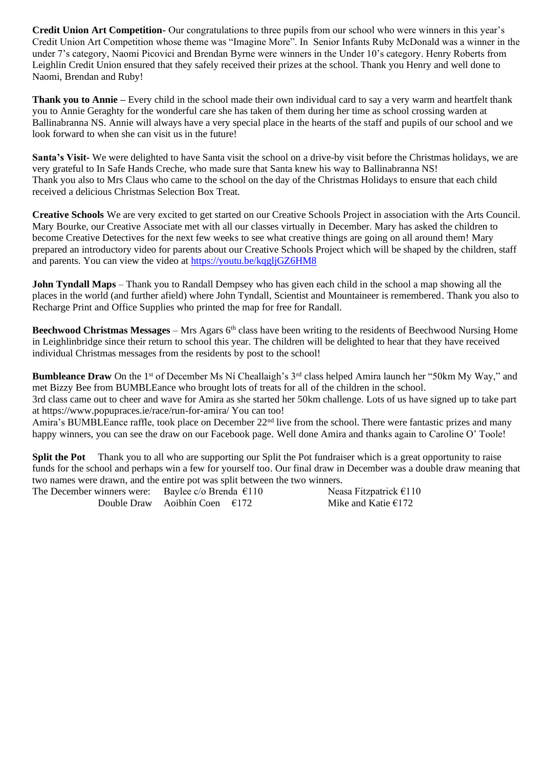**Credit Union Art Competition**- Our congratulations to three pupils from our school who were winners in this year's Credit Union Art Competition whose theme was "Imagine More". In Senior Infants Ruby McDonald was a winner in the under 7's category, Naomi Picovici and Brendan Byrne were winners in the Under 10's category. Henry Roberts from Leighlin Credit Union ensured that they safely received their prizes at the school. Thank you Henry and well done to Naomi, Brendan and Ruby!

**Thank you to Annie** – Every child in the school made their own individual card to say a very warm and heartfelt thank you to Annie Geraghty for the wonderful care she has taken of them during her time as school crossing warden at Ballinabranna NS. Annie will always have a very special place in the hearts of the staff and pupils of our school and we look forward to when she can visit us in the future!

**Santa's Visit**- We were delighted to have Santa visit the school on a drive-by visit before the Christmas holidays, we are very grateful to In Safe Hands Creche, who made sure that Santa knew his way to Ballinabranna NS!
Thank you also to Mrs Claus who came to the school on the day of the Christmas Holidays to ensure that each child received a delicious Christmas Selection Box Treat.

**Creative Schools** We are very excited to get started on our Creative Schools Project in association with the Arts Council. Mary Bourke, our Creative Associate met with all our classes virtually in December. Mary has asked the children to become Creative Detectives for the next few weeks to see what creative things are going on all around them! Mary prepared an introductory video for parents about our Creative Schools Project which will be shaped by the children, staff and parents. You can view the video at https://youtu.be/kqgljGZ6HM8

**John Tyndall Maps** – Thank you to Randall Dempsey who has given each child in the school a map showing all the places in the world (and further afield) where John Tyndall, Scientist and Mountaineer is remembered. Thank you also to Recharge Print and Office Supplies who printed the map for free for Randall.

**Beechwood Christmas Messages** – Mrs Agars 6th class have been writing to the residents of Beechwood Nursing Home in Leighlinbridge since their return to school this year. The children will be delighted to hear that they have received individual Christmas messages from the residents by post to the school!

**Bumbleance Draw** On the 1st of December Ms Ní Cheallaigh's 3rd class helped Amira launch her "50km My Way," and met Bizzy Bee from BUMBLEance who brought lots of treats for all of the children in the school.
3rd class came out to cheer and wave for Amira as she started her 50km challenge. Lots of us have signed up to take part at https://www.popupraces.ie/race/run-for-amira/ You can too!
Amira's BUMBLEance raffle, took place on December 22nd live from the school. There were fantastic prizes and many happy winners, you can see the draw on our Facebook page. Well done Amira and thanks again to Caroline O' Toole!

**Split the Pot** Thank you to all who are supporting our Split the Pot fundraiser which is a great opportunity to raise funds for the school and perhaps win a few for yourself too. Our final draw in December was a double draw meaning that two names were drawn, and the entire pot was split between the two winners.

| | | |
|---|---|---|
| The December winners were: | Baylee c/o Brenda €110 | Neasa Fitzpatrick €110 |
| Double Draw | Aoibhín Coen €172 | Mike and Katie €172 |